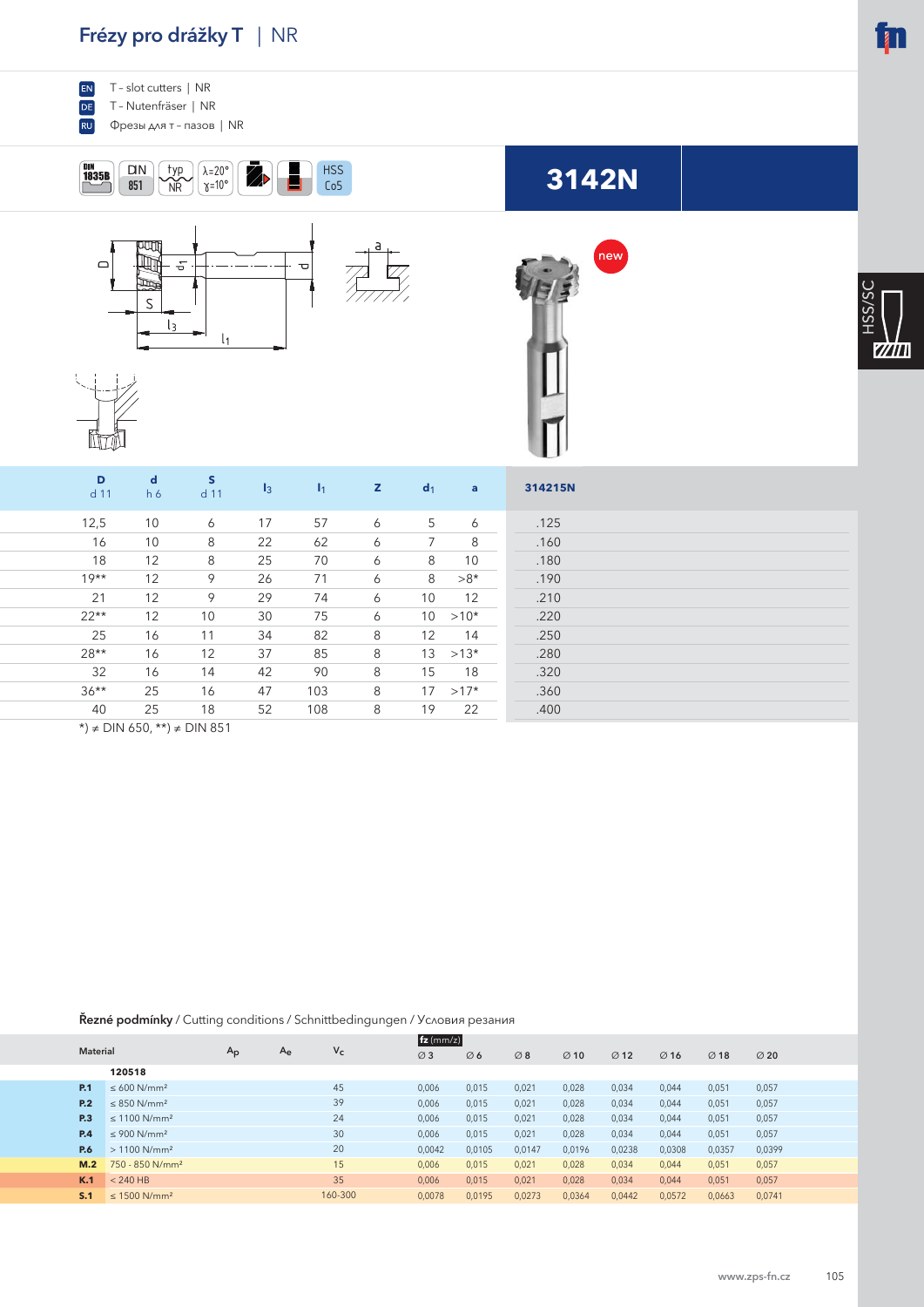# Frézy pro drážky T | NR

EN T - slot cutters | NR
DE T - Nutenfräser | NR
RU Фрезы для т - пазов | NR

DIN 1835B | DIN 851 | typ NR | λ=20° γ=10° | HSS Co5

## 3142N

new

| D d 11 | d h 6 | S d 11 | $l_3$ | $l_1$ | Z | $d_1$ | a | 314215N |
|---|---|---|---|---|---|---|---|---|
| 12,5 | 10 | 6 | 17 | 57 | 6 | 5 | 6 | .125 |
| 16 | 10 | 8 | 22 | 62 | 6 | 7 | 8 | .160 |
| 18 | 12 | 8 | 25 | 70 | 6 | 8 | 10 | .180 |
| 19** | 12 | 9 | 26 | 71 | 6 | 8 | >8* | .190 |
| 21 | 12 | 9 | 29 | 74 | 6 | 10 | 12 | .210 |
| 22** | 12 | 10 | 30 | 75 | 6 | 10 | >10* | .220 |
| 25 | 16 | 11 | 34 | 82 | 8 | 12 | 14 | .250 |
| 28** | 16 | 12 | 37 | 85 | 8 | 13 | >13* | .280 |
| 32 | 16 | 14 | 42 | 90 | 8 | 15 | 18 | .320 |
| 36** | 25 | 16 | 47 | 103 | 8 | 17 | >17* | .360 |
| 40 | 25 | 18 | 52 | 108 | 8 | 19 | 22 | .400 |

*) ≠ DIN 650, **) ≠ DIN 851

**Řezné podmínky** / Cutting conditions / Schnittbedingungen / Условия резания

| Material | | $A_p$ | $A_e$ | $V_c$ | fz (mm/z) Ø 3 | Ø 6 | Ø 8 | Ø 10 | Ø 12 | Ø 16 | Ø 18 | Ø 20 |
|---|---|---|---|---|---|---|---|---|---|---|---|---|
| | **120518** | | | | | | | | | | | |
| **P.1** | ≤ 600 N/mm² | | | 45 | 0,006 | 0,015 | 0,021 | 0,028 | 0,034 | 0,044 | 0,051 | 0,057 |
| **P.2** | ≤ 850 N/mm² | | | 39 | 0,006 | 0,015 | 0,021 | 0,028 | 0,034 | 0,044 | 0,051 | 0,057 |
| **P.3** | ≤ 1100 N/mm² | | | 24 | 0,006 | 0,015 | 0,021 | 0,028 | 0,034 | 0,044 | 0,051 | 0,057 |
| **P.4** | ≤ 900 N/mm² | | | 30 | 0,006 | 0,015 | 0,021 | 0,028 | 0,034 | 0,044 | 0,051 | 0,057 |
| **P.6** | > 1100 N/mm² | | | 20 | 0,0042 | 0,0105 | 0,0147 | 0,0196 | 0,0238 | 0,0308 | 0,0357 | 0,0399 |
| **M.2** | 750 - 850 N/mm² | | | 15 | 0,006 | 0,015 | 0,021 | 0,028 | 0,034 | 0,044 | 0,051 | 0,057 |
| **K.1** | < 240 HB | | | 35 | 0,006 | 0,015 | 0,021 | 0,028 | 0,034 | 0,044 | 0,051 | 0,057 |
| **S.1** | ≤ 1500 N/mm² | | | 160-300 | 0,0078 | 0,0195 | 0,0273 | 0,0364 | 0,0442 | 0,0572 | 0,0663 | 0,0741 |

www.zps-fn.cz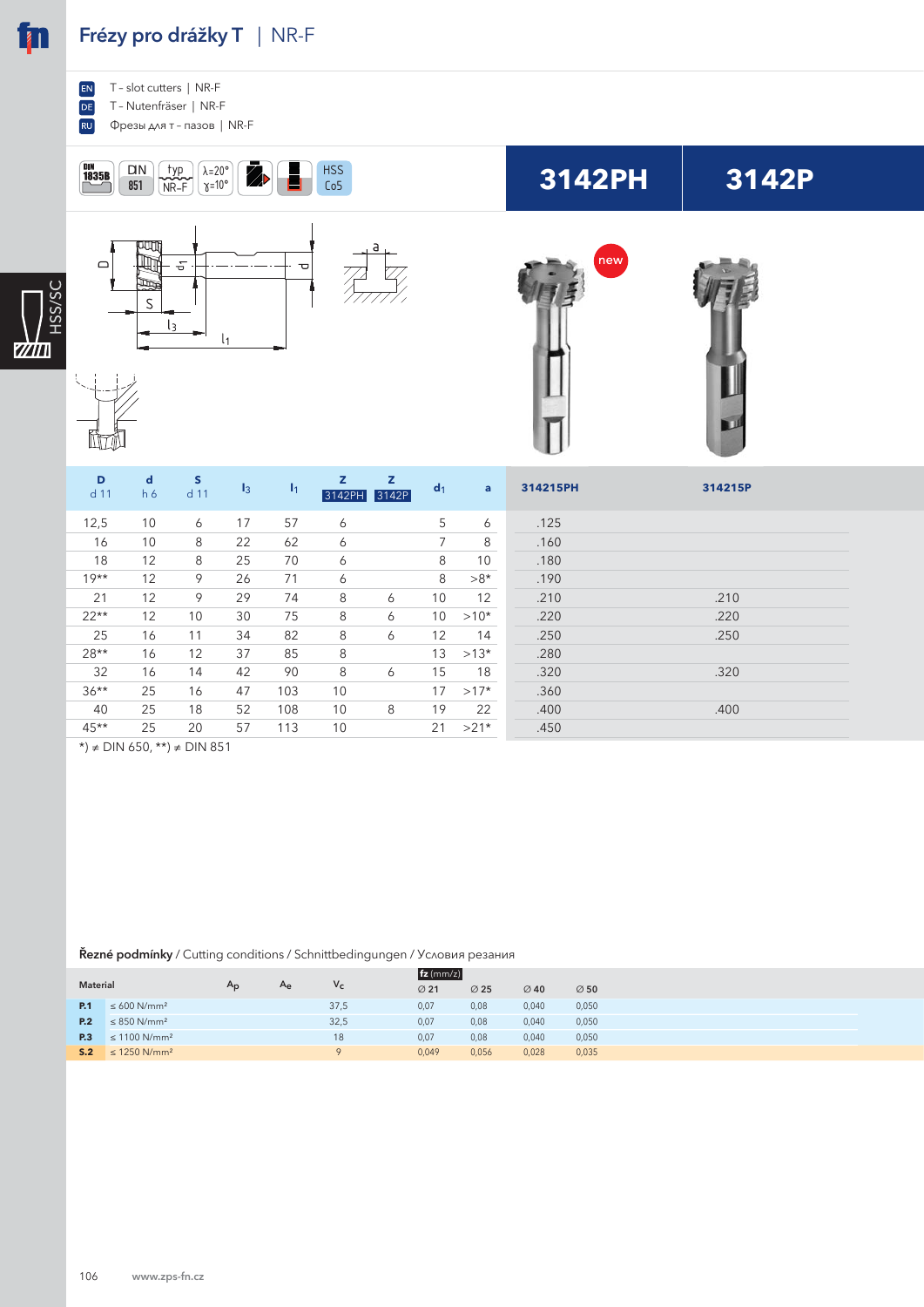# Frézy pro drážky T | NR-F

EN T - slot cutters | NR-F
DE T - Nutenfräser | NR-F
RU Фрезы для т - пазов | NR-F

DIN 1835B | DIN 851 | typ NR-F | λ=20° γ=10° | HSS Co5

**3142PH** | **3142P**

new

| D d 11 | d h 6 | S d 11 | $l_3$ | $l_1$ | Z 3142PH | Z 3142P | $d_1$ | a | 314215PH | 314215P |
|---|---|---|---|---|---|---|---|---|---|---|
| 12,5 | 10 | 6 | 17 | 57 | 6 | | 5 | 6 | .125 | |
| 16 | 10 | 8 | 22 | 62 | 6 | | 7 | 8 | .160 | |
| 18 | 12 | 8 | 25 | 70 | 6 | | 8 | 10 | .180 | |
| 19** | 12 | 9 | 26 | 71 | 6 | | 8 | >8* | .190 | |
| 21 | 12 | 9 | 29 | 74 | 8 | 6 | 10 | 12 | .210 | .210 |
| 22** | 12 | 10 | 30 | 75 | 8 | 6 | 10 | >10* | .220 | .220 |
| 25 | 16 | 11 | 34 | 82 | 8 | 6 | 12 | 14 | .250 | .250 |
| 28** | 16 | 12 | 37 | 85 | 8 | | 13 | >13* | .280 | |
| 32 | 16 | 14 | 42 | 90 | 8 | 6 | 15 | 18 | .320 | .320 |
| 36** | 25 | 16 | 47 | 103 | 10 | | 17 | >17* | .360 | |
| 40 | 25 | 18 | 52 | 108 | 10 | 8 | 19 | 22 | .400 | .400 |
| 45** | 25 | 20 | 57 | 113 | 10 | | 21 | >21* | .450 | |

*) ≠ DIN 650, **) ≠ DIN 851

**Řezné podmínky** / Cutting conditions / Schnittbedingungen / Условия резания

| Material | | $A_p$ | $A_e$ | $V_c$ | fz (mm/z) Ø 21 | Ø 25 | Ø 40 | Ø 50 |
|---|---|---|---|---|---|---|---|---|
| P.1 | ≤ 600 N/mm² | | | 37,5 | 0,07 | 0,08 | 0,040 | 0,050 |
| P.2 | ≤ 850 N/mm² | | | 32,5 | 0,07 | 0,08 | 0,040 | 0,050 |
| P.3 | ≤ 1100 N/mm² | | | 18 | 0,07 | 0,08 | 0,040 | 0,050 |
| S.2 | ≤ 1250 N/mm² | | | 9 | 0,049 | 0,056 | 0,028 | 0,035 |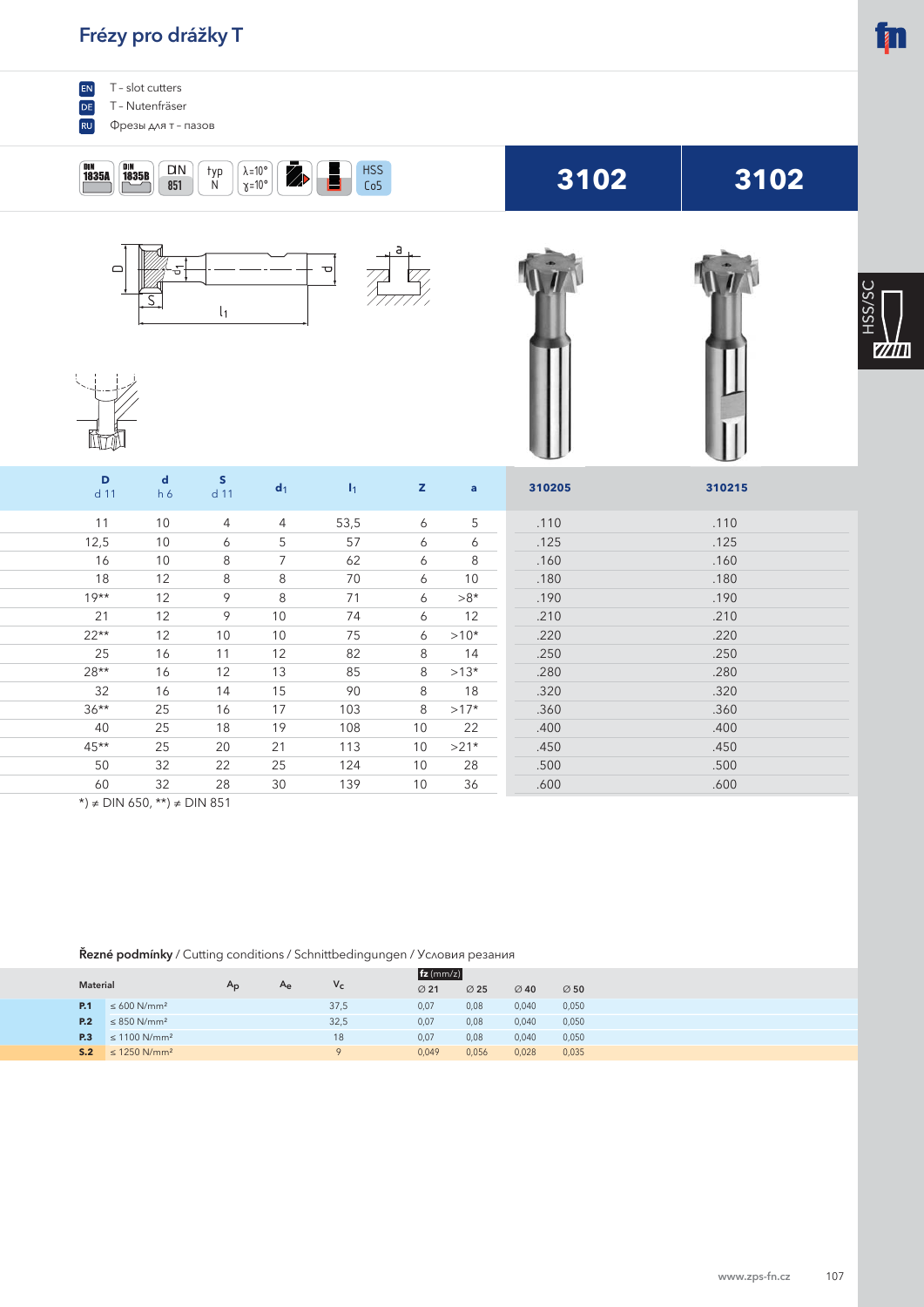# Frézy pro drážky T

EN T - slot cutters
DE T - Nutenfräser
RU Фрезы для т - пазов

DIN 1835A | DIN 1835B | DIN 851 | typ N | λ=10° γ=10° | HSS Co5

| D d 11 | d h 6 | S d 11 | $d_1$ | $l_1$ | z | a | 3102 310205 | 3102 310215 |
|---|---|---|---|---|---|---|---|---|
| 11 | 10 | 4 | 4 | 53,5 | 6 | 5 | .110 | .110 |
| 12,5 | 10 | 6 | 5 | 57 | 6 | 6 | .125 | .125 |
| 16 | 10 | 8 | 7 | 62 | 6 | 8 | .160 | .160 |
| 18 | 12 | 8 | 8 | 70 | 6 | 10 | .180 | .180 |
| 19** | 12 | 9 | 8 | 71 | 6 | >8* | .190 | .190 |
| 21 | 12 | 9 | 10 | 74 | 6 | 12 | .210 | .210 |
| 22** | 12 | 10 | 10 | 75 | 6 | >10* | .220 | .220 |
| 25 | 16 | 11 | 12 | 82 | 8 | 14 | .250 | .250 |
| 28** | 16 | 12 | 13 | 85 | 8 | >13* | .280 | .280 |
| 32 | 16 | 14 | 15 | 90 | 8 | 18 | .320 | .320 |
| 36** | 25 | 16 | 17 | 103 | 8 | >17* | .360 | .360 |
| 40 | 25 | 18 | 19 | 108 | 10 | 22 | .400 | .400 |
| 45** | 25 | 20 | 21 | 113 | 10 | >21* | .450 | .450 |
| 50 | 32 | 22 | 25 | 124 | 10 | 28 | .500 | .500 |
| 60 | 32 | 28 | 30 | 139 | 10 | 36 | .600 | .600 |

*) ≠ DIN 650, **) ≠ DIN 851

**Řezné podmínky** / Cutting conditions / Schnittbedingungen / Условия резания

| Material | | $A_p$ | $A_e$ | $V_c$ | fz (mm/z) ∅ 21 | ∅ 25 | ∅ 40 | ∅ 50 |
|---|---|---|---|---|---|---|---|---|
| **P.1** | ≤ 600 N/mm² | | | 37,5 | 0,07 | 0,08 | 0,040 | 0,050 |
| **P.2** | ≤ 850 N/mm² | | | 32,5 | 0,07 | 0,08 | 0,040 | 0,050 |
| **P.3** | ≤ 1100 N/mm² | | | 18 | 0,07 | 0,08 | 0,040 | 0,050 |
| **S.2** | ≤ 1250 N/mm² | | | 9 | 0,049 | 0,056 | 0,028 | 0,035 |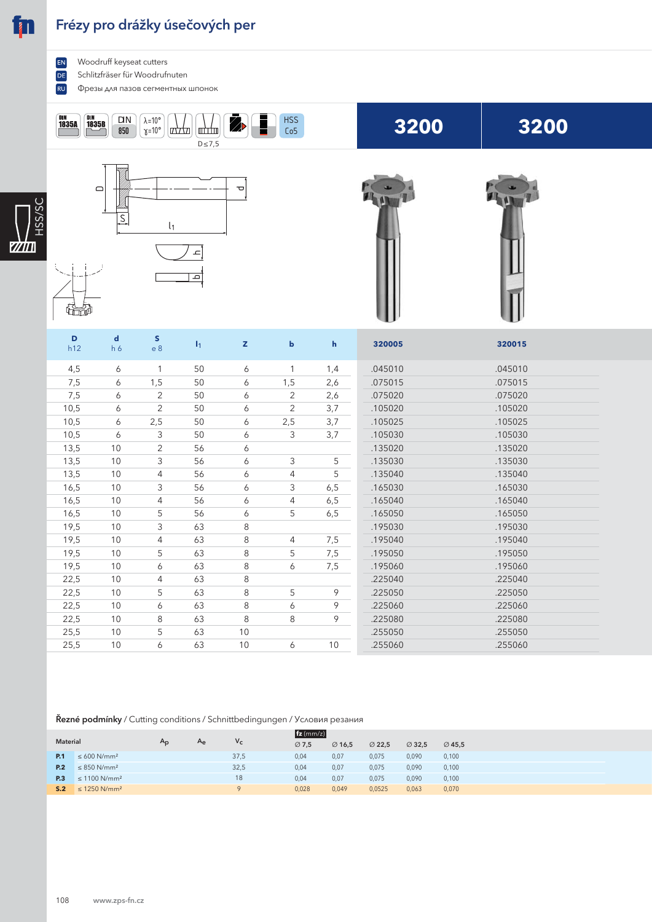# Frézy pro drážky úsečových per

EN Woodruff keyseat cutters
DE Schlitzfräser für Woodrufnuten
RU Фрезы для пазов сегментных шпонок

DIN 1835A | DIN 1835B | DIN 850 | λ=10° γ=10° | D≤7,5 | HSS Co5

| D h12 | d h 6 | S e 8 | $l_1$ | z | b | h | 3200 320005 | 3200 320015 |
|---|---|---|---|---|---|---|---|---|
| 4,5 | 6 | 1 | 50 | 6 | 1 | 1,4 | .045010 | .045010 |
| 7,5 | 6 | 1,5 | 50 | 6 | 1,5 | 2,6 | .075015 | .075015 |
| 7,5 | 6 | 2 | 50 | 6 | 2 | 2,6 | .075020 | .075020 |
| 10,5 | 6 | 2 | 50 | 6 | 2 | 3,7 | .105020 | .105020 |
| 10,5 | 6 | 2,5 | 50 | 6 | 2,5 | 3,7 | .105025 | .105025 |
| 10,5 | 6 | 3 | 50 | 6 | 3 | 3,7 | .105030 | .105030 |
| 13,5 | 10 | 2 | 56 | 6 | | | .135020 | .135020 |
| 13,5 | 10 | 3 | 56 | 6 | 3 | 5 | .135030 | .135030 |
| 13,5 | 10 | 4 | 56 | 6 | 4 | 5 | .135040 | .135040 |
| 16,5 | 10 | 3 | 56 | 6 | 3 | 6,5 | .165030 | .165030 |
| 16,5 | 10 | 4 | 56 | 6 | 4 | 6,5 | .165040 | .165040 |
| 16,5 | 10 | 5 | 56 | 6 | 5 | 6,5 | .165050 | .165050 |
| 19,5 | 10 | 3 | 63 | 8 | | | .195030 | .195030 |
| 19,5 | 10 | 4 | 63 | 8 | 4 | 7,5 | .195040 | .195040 |
| 19,5 | 10 | 5 | 63 | 8 | 5 | 7,5 | .195050 | .195050 |
| 19,5 | 10 | 6 | 63 | 8 | 6 | 7,5 | .195060 | .195060 |
| 22,5 | 10 | 4 | 63 | 8 | | | .225040 | .225040 |
| 22,5 | 10 | 5 | 63 | 8 | 5 | 9 | .225050 | .225050 |
| 22,5 | 10 | 6 | 63 | 8 | 6 | 9 | .225060 | .225060 |
| 22,5 | 10 | 8 | 63 | 8 | 8 | 9 | .225080 | .225080 |
| 25,5 | 10 | 5 | 63 | 10 | | | .255050 | .255050 |
| 25,5 | 10 | 6 | 63 | 10 | 6 | 10 | .255060 | .255060 |

**Řezné podmínky** / Cutting conditions / Schnittbedingungen / Условия резания

| Material | | $A_p$ | $A_e$ | $V_c$ | fz (mm/z) ∅ 7,5 | ∅ 16,5 | ∅ 22,5 | ∅ 32,5 | ∅ 45,5 |
|---|---|---|---|---|---|---|---|---|---|
| **P.1** | ≤ 600 N/mm² | | | 37,5 | 0,04 | 0,07 | 0,075 | 0,090 | 0,100 |
| **P.2** | ≤ 850 N/mm² | | | 32,5 | 0,04 | 0,07 | 0,075 | 0,090 | 0,100 |
| **P.3** | ≤ 1100 N/mm² | | | 18 | 0,04 | 0,07 | 0,075 | 0,090 | 0,100 |
| **S.2** | ≤ 1250 N/mm² | | | 9 | 0,028 | 0,049 | 0,0525 | 0,063 | 0,070 |

www.zps-fn.cz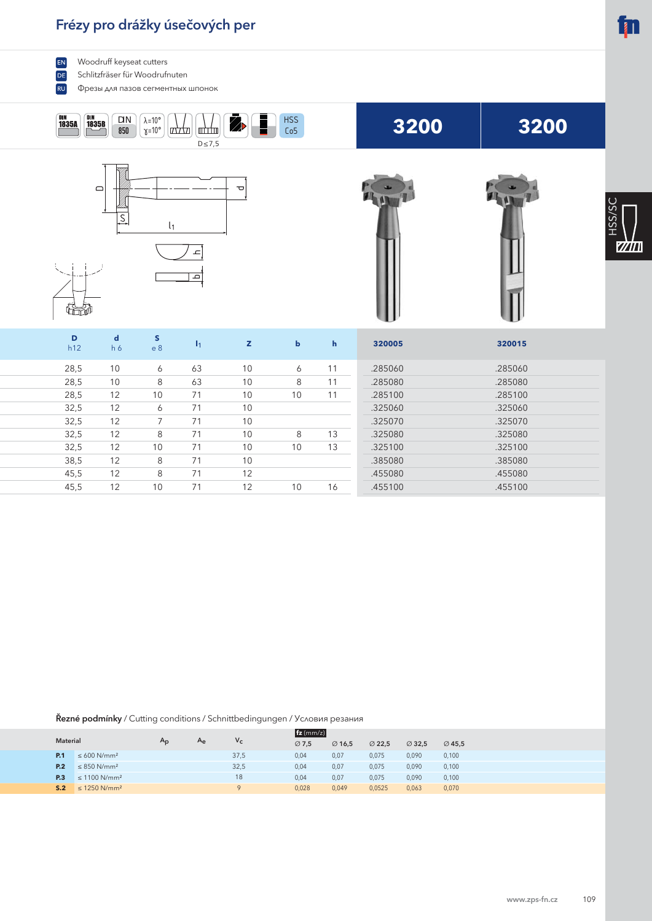# Frézy pro drážky úsečových per

EN Woodruff keyseat cutters

DE Schlitzfräser für Woodrufnuten

RU Фрезы для пазов сегментных шпонок

DIN 1835A | DIN 1835B | DIN 850 | λ=10° γ=10° | D≤7,5 | HSS Co5

| D h12 | d h6 | S e8 | $l_1$ | z | b | h | 3200 320005 | 3200 320015 |
|---|---|---|---|---|---|---|---|---|
| 28,5 | 10 | 6 | 63 | 10 | 6 | 11 | .285060 | .285060 |
| 28,5 | 10 | 8 | 63 | 10 | 8 | 11 | .285080 | .285080 |
| 28,5 | 12 | 10 | 71 | 10 | 10 | 11 | .285100 | .285100 |
| 32,5 | 12 | 6 | 71 | 10 | | | .325060 | .325060 |
| 32,5 | 12 | 7 | 71 | 10 | | | .325070 | .325070 |
| 32,5 | 12 | 8 | 71 | 10 | 8 | 13 | .325080 | .325080 |
| 32,5 | 12 | 10 | 71 | 10 | 10 | 13 | .325100 | .325100 |
| 38,5 | 12 | 8 | 71 | 10 | | | .385080 | .385080 |
| 45,5 | 12 | 8 | 71 | 12 | | | .455080 | .455080 |
| 45,5 | 12 | 10 | 71 | 12 | 10 | 16 | .455100 | .455100 |

**Řezné podmínky** / Cutting conditions / Schnittbedingungen / Условия резания

| Material | | $A_p$ | $A_e$ | $V_c$ | fz (mm/z) ∅ 7,5 | ∅ 16,5 | ∅ 22,5 | ∅ 32,5 | ∅ 45,5 |
|---|---|---|---|---|---|---|---|---|---|
| **P.1** | ≤ 600 N/mm² | | | 37,5 | 0,04 | 0,07 | 0,075 | 0,090 | 0,100 |
| **P.2** | ≤ 850 N/mm² | | | 32,5 | 0,04 | 0,07 | 0,075 | 0,090 | 0,100 |
| **P.3** | ≤ 1100 N/mm² | | | 18 | 0,04 | 0,07 | 0,075 | 0,090 | 0,100 |
| **S.2** | ≤ 1250 N/mm² | | | 9 | 0,028 | 0,049 | 0,0525 | 0,063 | 0,070 |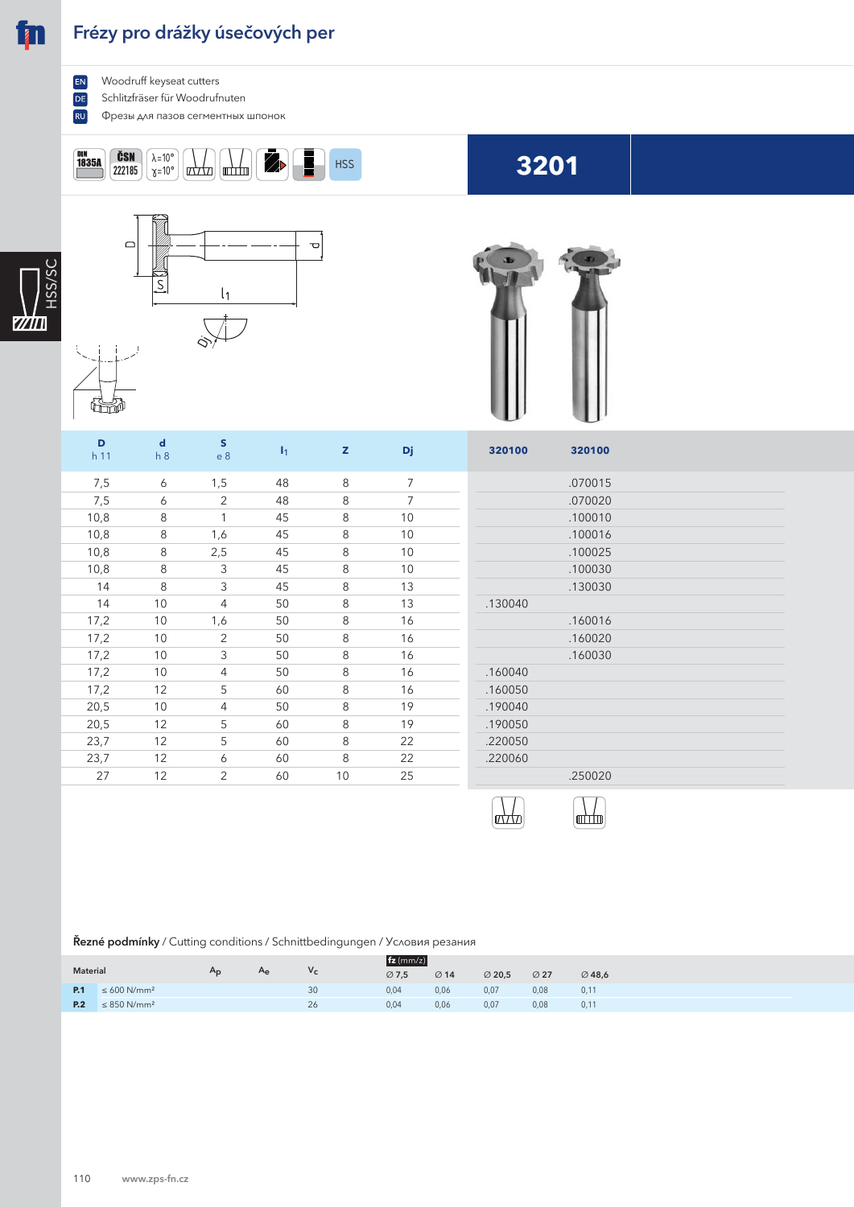# Frézy pro drážky úsečových per

EN Woodruff keyseat cutters
DE Schlitzfräser für Woodrufnuten
RU Фрезы для пазов сегментных шпонок

DIN 1835A | ČSN 222185 | λ=10° γ=10° | HSS

**3201**

| D h 11 | d h 8 | S e 8 | $l_1$ | z | Dj | 320100 | 320100 |
|---|---|---|---|---|---|---|---|
| 7,5 | 6 | 1,5 | 48 | 8 | 7 | | .070015 |
| 7,5 | 6 | 2 | 48 | 8 | 7 | | .070020 |
| 10,8 | 8 | 1 | 45 | 8 | 10 | | .100010 |
| 10,8 | 8 | 1,6 | 45 | 8 | 10 | | .100016 |
| 10,8 | 8 | 2,5 | 45 | 8 | 10 | | .100025 |
| 10,8 | 8 | 3 | 45 | 8 | 10 | | .100030 |
| 14 | 8 | 3 | 45 | 8 | 13 | | .130030 |
| 14 | 10 | 4 | 50 | 8 | 13 | .130040 | |
| 17,2 | 10 | 1,6 | 50 | 8 | 16 | | .160016 |
| 17,2 | 10 | 2 | 50 | 8 | 16 | | .160020 |
| 17,2 | 10 | 3 | 50 | 8 | 16 | | .160030 |
| 17,2 | 10 | 4 | 50 | 8 | 16 | .160040 | |
| 17,2 | 12 | 5 | 60 | 8 | 16 | .160050 | |
| 20,5 | 10 | 4 | 50 | 8 | 19 | .190040 | |
| 20,5 | 12 | 5 | 60 | 8 | 19 | .190050 | |
| 23,7 | 12 | 5 | 60 | 8 | 22 | .220050 | |
| 23,7 | 12 | 6 | 60 | 8 | 22 | .220060 | |
| 27 | 12 | 2 | 60 | 10 | 25 | | .250020 |

**Řezné podmínky** / Cutting conditions / Schnittbedingungen / Условия резания

| Material | | $A_p$ | $A_e$ | $V_c$ | fz (mm/z) ∅ 7,5 | ∅ 14 | ∅ 20,5 | ∅ 27 | ∅ 48,6 |
|---|---|---|---|---|---|---|---|---|---|
| **P.1** | ≤ 600 N/mm² | | | 30 | 0,04 | 0,06 | 0,07 | 0,08 | 0,11 |
| **P.2** | ≤ 850 N/mm² | | | 26 | 0,04 | 0,06 | 0,07 | 0,08 | 0,11 |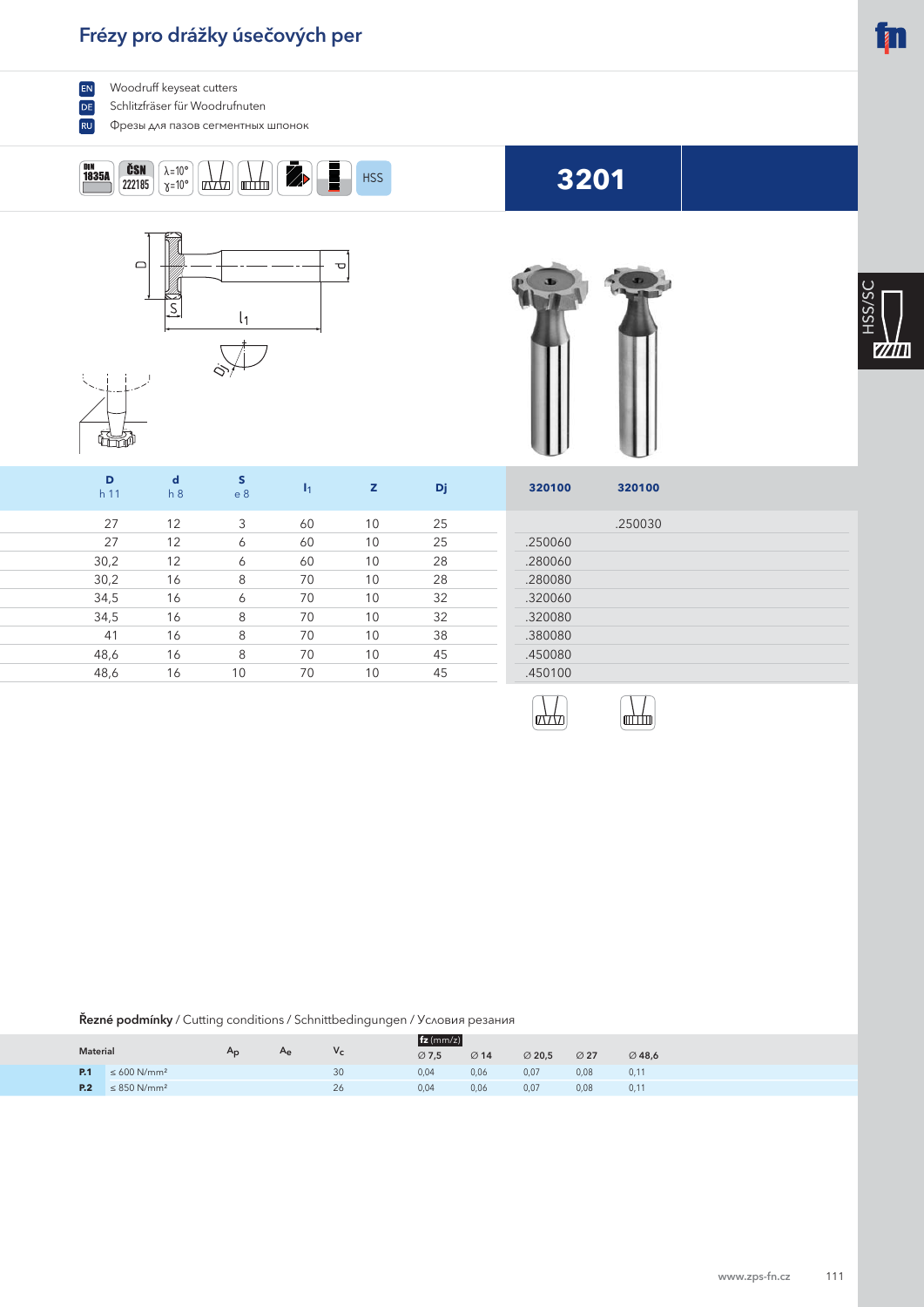# Frézy pro drážky úsečových per

EN Woodruff keyseat cutters

DE Schlitzfräser für Woodrufnuten

RU Фрезы для пазов сегментных шпонок

DIN 1835A | ČSN 222185 | λ=10° γ=10° | HSS

## 3201

| D h 11 | d h 8 | S e 8 | $l_1$ | z | Dj | 320100 | 320100 |
|---|---|---|---|---|---|---|---|
| 27 | 12 | 3 | 60 | 10 | 25 | | .250030 |
| 27 | 12 | 6 | 60 | 10 | 25 | .250060 | |
| 30,2 | 12 | 6 | 60 | 10 | 28 | .280060 | |
| 30,2 | 16 | 8 | 70 | 10 | 28 | .280080 | |
| 34,5 | 16 | 6 | 70 | 10 | 32 | .320060 | |
| 34,5 | 16 | 8 | 70 | 10 | 32 | .320080 | |
| 41 | 16 | 8 | 70 | 10 | 38 | .380080 | |
| 48,6 | 16 | 8 | 70 | 10 | 45 | .450080 | |
| 48,6 | 16 | 10 | 70 | 10 | 45 | .450100 | |

**Řezné podmínky** / Cutting conditions / Schnittbedingungen / Условия резания

| Material | | $A_p$ | $A_e$ | $V_c$ | fz (mm/z) ∅ 7,5 | ∅ 14 | ∅ 20,5 | ∅ 27 | ∅ 48,6 |
|---|---|---|---|---|---|---|---|---|---|
| **P.1** | ≤ 600 N/mm² | | | 30 | 0,04 | 0,06 | 0,07 | 0,08 | 0,11 |
| **P.2** | ≤ 850 N/mm² | | | 26 | 0,04 | 0,06 | 0,07 | 0,08 | 0,11 |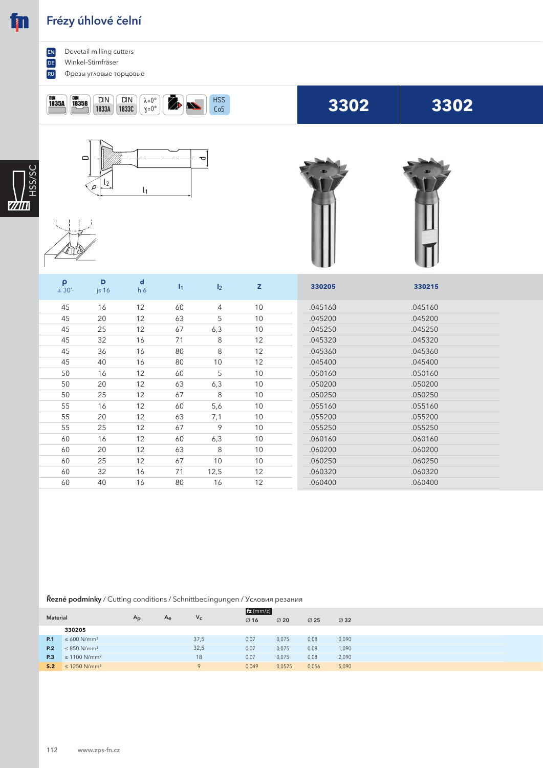# Frézy úhlové čelní

EN Dovetail milling cutters

DE Winkel-Stirnfräser

RU Фрезы угловые торцовые

DIN 1835A | DIN 1835B | DIN 1833A | DIN 1833C | λ=0° γ=0° | HSS Co5

| ρ ± 30′ | D js 16 | d h 6 | $l_1$ | $l_2$ | z | 3302 330205 | 3302 330215 |
|---|---|---|---|---|---|---|---|
| 45 | 16 | 12 | 60 | 4 | 10 | .045160 | .045160 |
| 45 | 20 | 12 | 63 | 5 | 10 | .045200 | .045200 |
| 45 | 25 | 12 | 67 | 6,3 | 10 | .045250 | .045250 |
| 45 | 32 | 16 | 71 | 8 | 12 | .045320 | .045320 |
| 45 | 36 | 16 | 80 | 8 | 12 | .045360 | .045360 |
| 45 | 40 | 16 | 80 | 10 | 12 | .045400 | .045400 |
| 50 | 16 | 12 | 60 | 5 | 10 | .050160 | .050160 |
| 50 | 20 | 12 | 63 | 6,3 | 10 | .050200 | .050200 |
| 50 | 25 | 12 | 67 | 8 | 10 | .050250 | .050250 |
| 55 | 16 | 12 | 60 | 5,6 | 10 | .055160 | .055160 |
| 55 | 20 | 12 | 63 | 7,1 | 10 | .055200 | .055200 |
| 55 | 25 | 12 | 67 | 9 | 10 | .055250 | .055250 |
| 60 | 16 | 12 | 60 | 6,3 | 10 | .060160 | .060160 |
| 60 | 20 | 12 | 63 | 8 | 10 | .060200 | .060200 |
| 60 | 25 | 12 | 67 | 10 | 10 | .060250 | .060250 |
| 60 | 32 | 16 | 71 | 12,5 | 12 | .060320 | .060320 |
| 60 | 40 | 16 | 80 | 16 | 12 | .060400 | .060400 |

**Řezné podmínky** / Cutting conditions / Schnittbedingungen / Условия резания

| Material | | $A_p$ | $A_e$ | $V_c$ | fz (mm/z) ⌀ 16 | ⌀ 20 | ⌀ 25 | ⌀ 32 |
|---|---|---|---|---|---|---|---|---|
| | **330205** | | | | | | | |
| **P.1** | ≤ 600 N/mm² | | | 37,5 | 0,07 | 0,075 | 0,08 | 0,090 |
| **P.2** | ≤ 850 N/mm² | | | 32,5 | 0,07 | 0,075 | 0,08 | 1,090 |
| **P.3** | ≤ 1100 N/mm² | | | 18 | 0,07 | 0,075 | 0,08 | 2,090 |
| **S.2** | ≤ 1250 N/mm² | | | 9 | 0,049 | 0,0525 | 0,056 | 5,090 |

www.zps-fn.cz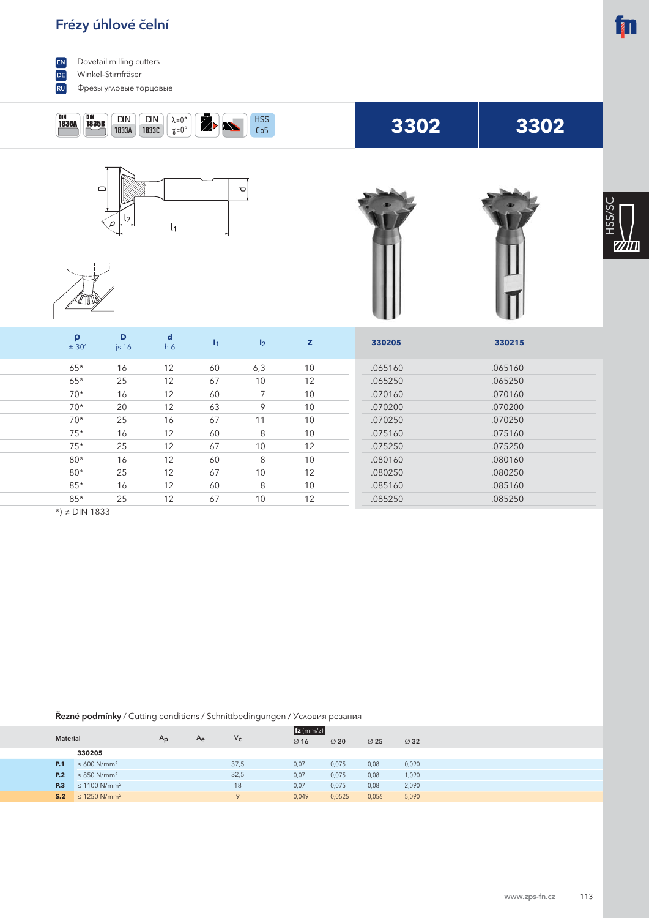# Frézy úhlové čelní

EN Dovetail milling cutters

DE Winkel-Stirnfräser

RU Фрезы угловые торцовые

DIN 1835A | DIN 1835B | DIN 1833A | DIN 1833C | λ=0° γ=0° | HSS Co5

| ρ ± 30′ | D js 16 | d h 6 | $l_1$ | $l_2$ | z | 3302 330205 | 3302 330215 |
|---|---|---|---|---|---|---|---|
| 65* | 16 | 12 | 60 | 6,3 | 10 | .065160 | .065160 |
| 65* | 25 | 12 | 67 | 10 | 12 | .065250 | .065250 |
| 70* | 16 | 12 | 60 | 7 | 10 | .070160 | .070160 |
| 70* | 20 | 12 | 63 | 9 | 10 | .070200 | .070200 |
| 70* | 25 | 16 | 67 | 11 | 10 | .070250 | .070250 |
| 75* | 16 | 12 | 60 | 8 | 10 | .075160 | .075160 |
| 75* | 25 | 12 | 67 | 10 | 12 | .075250 | .075250 |
| 80* | 16 | 12 | 60 | 8 | 10 | .080160 | .080160 |
| 80* | 25 | 12 | 67 | 10 | 12 | .080250 | .080250 |
| 85* | 16 | 12 | 60 | 8 | 10 | .085160 | .085160 |
| 85* | 25 | 12 | 67 | 10 | 12 | .085250 | .085250 |

*) ≠ DIN 1833

**Řezné podmínky** / Cutting conditions / Schnittbedingungen / Условия резания

| Material | | $A_p$ | $A_e$ | $V_c$ | fz (mm/z) ∅ 16 | ∅ 20 | ∅ 25 | ∅ 32 |
|---|---|---|---|---|---|---|---|---|
| | **330205** | | | | | | | |
| **P.1** | ≤ 600 N/mm² | | | 37,5 | 0,07 | 0,075 | 0,08 | 0,090 |
| **P.2** | ≤ 850 N/mm² | | | 32,5 | 0,07 | 0,075 | 0,08 | 1,090 |
| **P.3** | ≤ 1100 N/mm² | | | 18 | 0,07 | 0,075 | 0,08 | 2,090 |
| **S.2** | ≤ 1250 N/mm² | | | 9 | 0,049 | 0,0525 | 0,056 | 5,090 |

HSS/SC

www.zps-fn.cz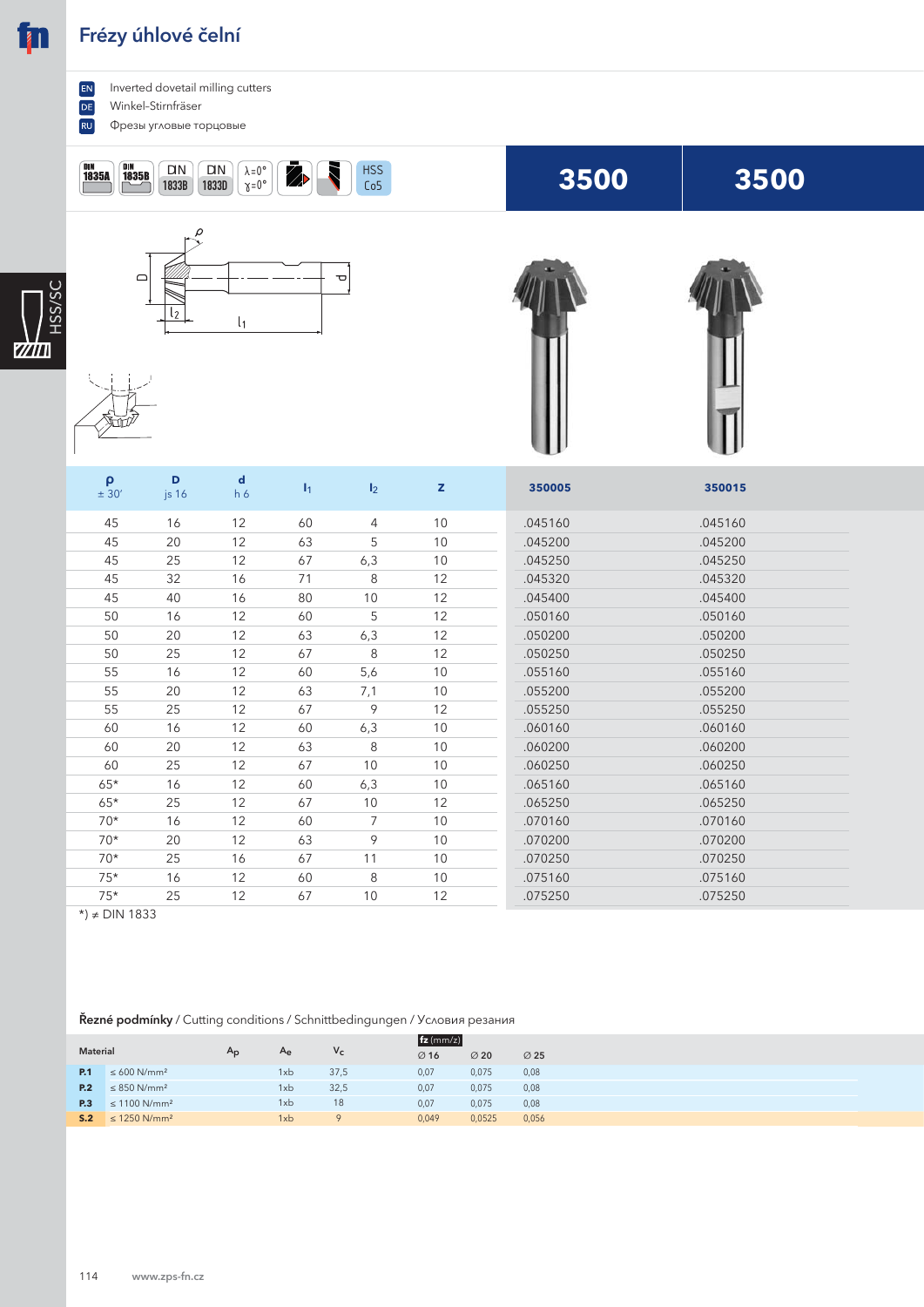# Frézy úhlové čelní

EN Inverted dovetail milling cutters
DE Winkel-Stirnfräser
RU Фрезы угловые торцовые

DIN 1835A | DIN 1835B | DIN 1833B | DIN 1833D | λ=0° γ=0° | HSS Co5

| ρ ± 30′ | D js 16 | d h 6 | $l_1$ | $l_2$ | z | 350005 | 350015 |
|---|---|---|---|---|---|---|---|
| 45 | 16 | 12 | 60 | 4 | 10 | .045160 | .045160 |
| 45 | 20 | 12 | 63 | 5 | 10 | .045200 | .045200 |
| 45 | 25 | 12 | 67 | 6,3 | 10 | .045250 | .045250 |
| 45 | 32 | 16 | 71 | 8 | 12 | .045320 | .045320 |
| 45 | 40 | 16 | 80 | 10 | 12 | .045400 | .045400 |
| 50 | 16 | 12 | 60 | 5 | 12 | .050160 | .050160 |
| 50 | 20 | 12 | 63 | 6,3 | 12 | .050200 | .050200 |
| 50 | 25 | 12 | 67 | 8 | 12 | .050250 | .050250 |
| 55 | 16 | 12 | 60 | 5,6 | 10 | .055160 | .055160 |
| 55 | 20 | 12 | 63 | 7,1 | 10 | .055200 | .055200 |
| 55 | 25 | 12 | 67 | 9 | 12 | .055250 | .055250 |
| 60 | 16 | 12 | 60 | 6,3 | 10 | .060160 | .060160 |
| 60 | 20 | 12 | 63 | 8 | 10 | .060200 | .060200 |
| 60 | 25 | 12 | 67 | 10 | 10 | .060250 | .060250 |
| 65* | 16 | 12 | 60 | 6,3 | 10 | .065160 | .065160 |
| 65* | 25 | 12 | 67 | 10 | 12 | .065250 | .065250 |
| 70* | 16 | 12 | 60 | 7 | 10 | .070160 | .070160 |
| 70* | 20 | 12 | 63 | 9 | 10 | .070200 | .070200 |
| 70* | 25 | 16 | 67 | 11 | 10 | .070250 | .070250 |
| 75* | 16 | 12 | 60 | 8 | 10 | .075160 | .075160 |
| 75* | 25 | 12 | 67 | 10 | 12 | .075250 | .075250 |

*) ≠ DIN 1833

**Řezné podmínky** / Cutting conditions / Schnittbedingungen / Условия резания

| Material | | $A_p$ | $A_e$ | $V_c$ | fz (mm/z) ∅ 16 | ∅ 20 | ∅ 25 |
|---|---|---|---|---|---|---|---|
| P.1 | ≤ 600 N/mm² | | 1xb | 37,5 | 0,07 | 0,075 | 0,08 |
| P.2 | ≤ 850 N/mm² | | 1xb | 32,5 | 0,07 | 0,075 | 0,08 |
| P.3 | ≤ 1100 N/mm² | | 1xb | 18 | 0,07 | 0,075 | 0,08 |
| S.2 | ≤ 1250 N/mm² | | 1xb | 9 | 0,049 | 0,0525 | 0,056 |

www.zps-fn.cz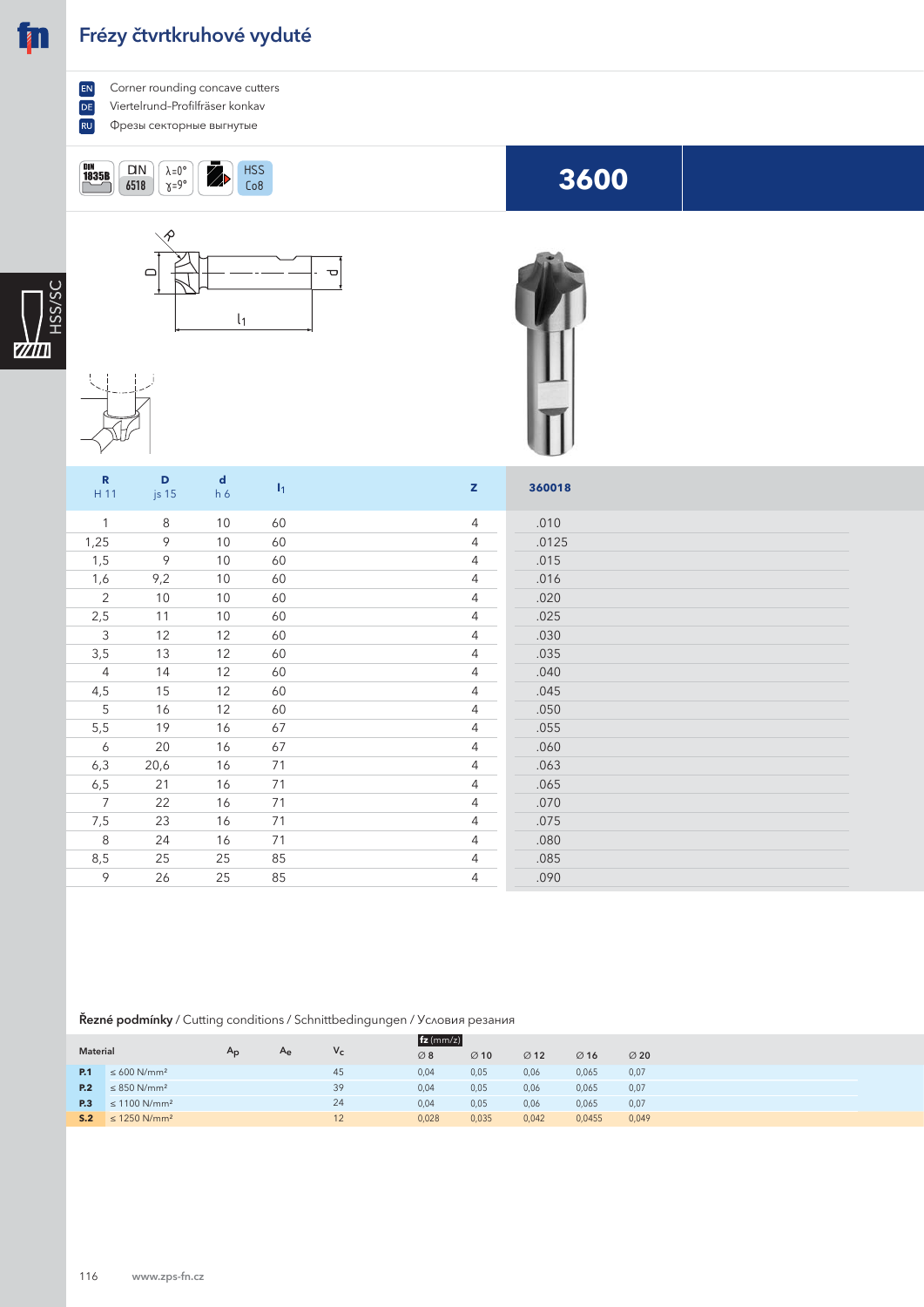# Frézy čtvrtkruhové vyduté

- EN Corner rounding concave cutters
- DE Viertelrund-Profilfräser konkav
- RU Фрезы секторные выгнутые

DIN 1835B | DIN 6518 | λ=0° γ=9° | HSS Co8

## 3600

| R H 11 | D js 15 | d h 6 | $l_1$ | z | 360018 |
|---|---|---|---|---|---|
| 1 | 8 | 10 | 60 | 4 | .010 |
| 1,25 | 9 | 10 | 60 | 4 | .0125 |
| 1,5 | 9 | 10 | 60 | 4 | .015 |
| 1,6 | 9,2 | 10 | 60 | 4 | .016 |
| 2 | 10 | 10 | 60 | 4 | .020 |
| 2,5 | 11 | 10 | 60 | 4 | .025 |
| 3 | 12 | 12 | 60 | 4 | .030 |
| 3,5 | 13 | 12 | 60 | 4 | .035 |
| 4 | 14 | 12 | 60 | 4 | .040 |
| 4,5 | 15 | 12 | 60 | 4 | .045 |
| 5 | 16 | 12 | 60 | 4 | .050 |
| 5,5 | 19 | 16 | 67 | 4 | .055 |
| 6 | 20 | 16 | 67 | 4 | .060 |
| 6,3 | 20,6 | 16 | 71 | 4 | .063 |
| 6,5 | 21 | 16 | 71 | 4 | .065 |
| 7 | 22 | 16 | 71 | 4 | .070 |
| 7,5 | 23 | 16 | 71 | 4 | .075 |
| 8 | 24 | 16 | 71 | 4 | .080 |
| 8,5 | 25 | 25 | 85 | 4 | .085 |
| 9 | 26 | 25 | 85 | 4 | .090 |

**Řezné podmínky** / Cutting conditions / Schnittbedingungen / Условия резания

| Material | | $A_p$ | $A_e$ | $V_c$ | fz (mm/z) ∅ 8 | ∅ 10 | ∅ 12 | ∅ 16 | ∅ 20 |
|---|---|---|---|---|---|---|---|---|---|
| **P.1** | ≤ 600 N/mm² | | | 45 | 0,04 | 0,05 | 0,06 | 0,065 | 0,07 |
| **P.2** | ≤ 850 N/mm² | | | 39 | 0,04 | 0,05 | 0,06 | 0,065 | 0,07 |
| **P.3** | ≤ 1100 N/mm² | | | 24 | 0,04 | 0,05 | 0,06 | 0,065 | 0,07 |
| **S.2** | ≤ 1250 N/mm² | | | 12 | 0,028 | 0,035 | 0,042 | 0,0455 | 0,049 |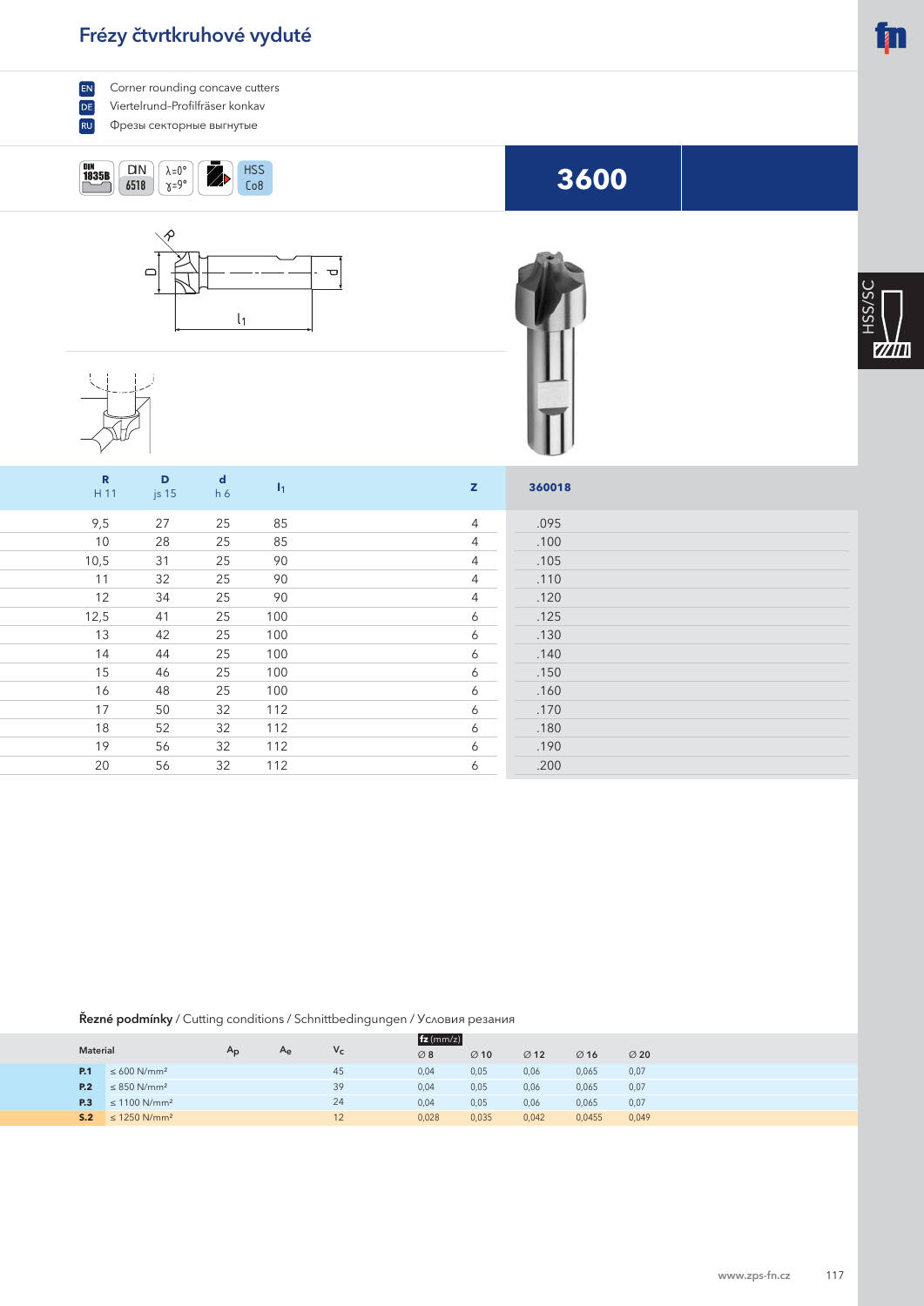# Frézy čtvrtkruhové vyduté

EN Corner rounding concave cutters
DE Viertelrund-Profilfräser konkav
RU Фрезы секторные выгнутые

DIN 1835B | DIN 6518 | λ=0° γ=9° | HSS Co8

**3600**

HSS/SC

| R H 11 | D js 15 | d h 6 | $l_1$ | z | 360018 |
|---|---|---|---|---|---|
| 9,5 | 27 | 25 | 85 | 4 | .095 |
| 10 | 28 | 25 | 85 | 4 | .100 |
| 10,5 | 31 | 25 | 90 | 4 | .105 |
| 11 | 32 | 25 | 90 | 4 | .110 |
| 12 | 34 | 25 | 90 | 4 | .120 |
| 12,5 | 41 | 25 | 100 | 6 | .125 |
| 13 | 42 | 25 | 100 | 6 | .130 |
| 14 | 44 | 25 | 100 | 6 | .140 |
| 15 | 46 | 25 | 100 | 6 | .150 |
| 16 | 48 | 25 | 100 | 6 | .160 |
| 17 | 50 | 32 | 112 | 6 | .170 |
| 18 | 52 | 32 | 112 | 6 | .180 |
| 19 | 56 | 32 | 112 | 6 | .190 |
| 20 | 56 | 32 | 112 | 6 | .200 |

**Řezné podmínky** / Cutting conditions / Schnittbedingungen / Условия резания

| Material | | $A_p$ | $A_e$ | $V_c$ | fz (mm/z) ∅ 8 | ∅ 10 | ∅ 12 | ∅ 16 | ∅ 20 |
|---|---|---|---|---|---|---|---|---|---|
| **P.1** | ≤ 600 N/mm² | | | 45 | 0,04 | 0,05 | 0,06 | 0,065 | 0,07 |
| **P.2** | ≤ 850 N/mm² | | | 39 | 0,04 | 0,05 | 0,06 | 0,065 | 0,07 |
| **P.3** | ≤ 1100 N/mm² | | | 24 | 0,04 | 0,05 | 0,06 | 0,065 | 0,07 |
| **S.2** | ≤ 1250 N/mm² | | | 12 | 0,028 | 0,035 | 0,042 | 0,0455 | 0,049 |

www.zps-fn.cz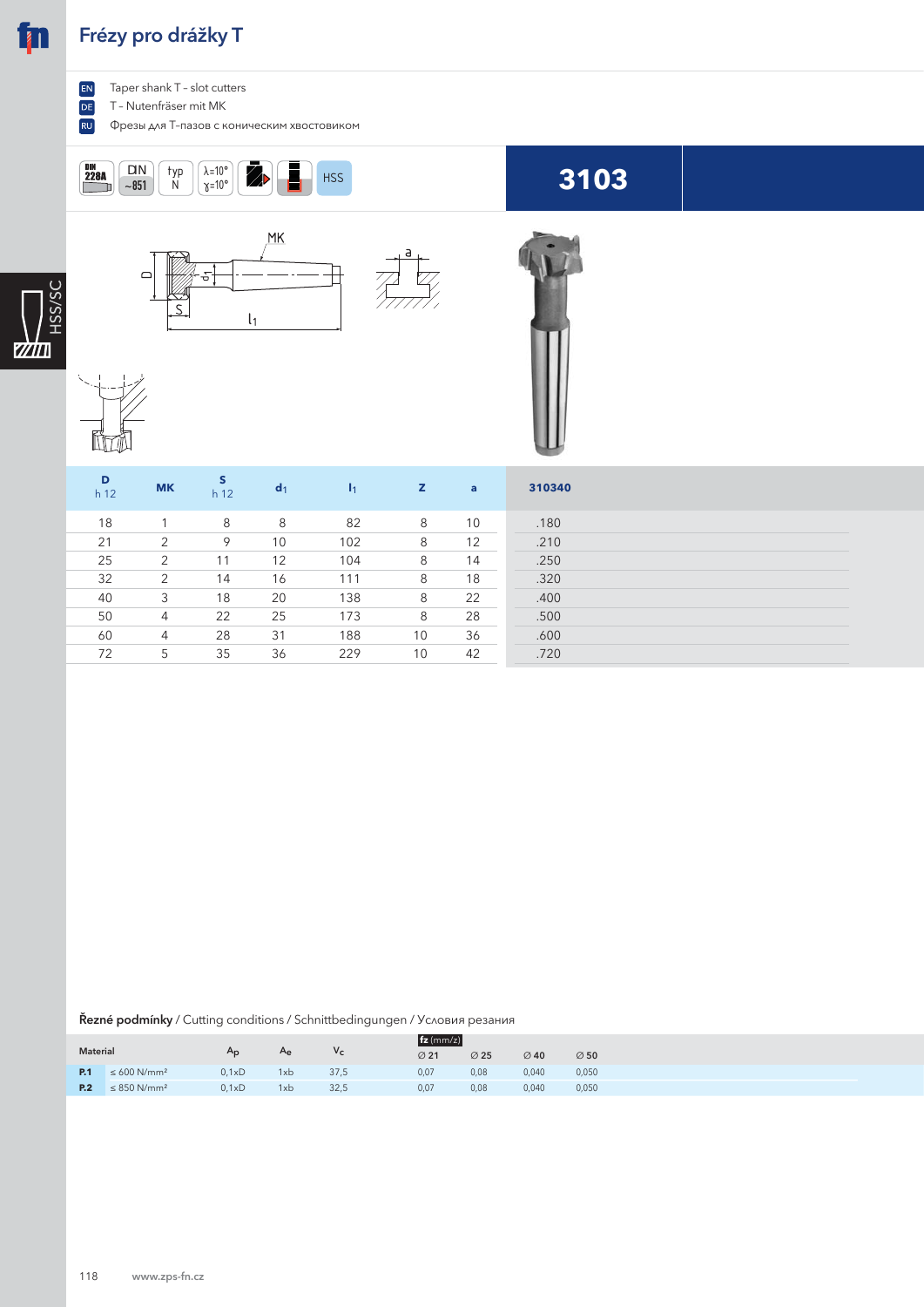# Frézy pro drážky T

EN Taper shank T - slot cutters
DE T - Nutenfräser mit MK
RU Фрезы для Т-пазов с коническим хвостовиком

DIN 228A | DIN ~851 | typ N | λ=10° γ=10° | HSS

**3103**

| D h 12 | MK | S h 12 | $d_1$ | $l_1$ | z | a | 310340 |
|---|---|---|---|---|---|---|---|
| 18 | 1 | 8 | 8 | 82 | 8 | 10 | .180 |
| 21 | 2 | 9 | 10 | 102 | 8 | 12 | .210 |
| 25 | 2 | 11 | 12 | 104 | 8 | 14 | .250 |
| 32 | 2 | 14 | 16 | 111 | 8 | 18 | .320 |
| 40 | 3 | 18 | 20 | 138 | 8 | 22 | .400 |
| 50 | 4 | 22 | 25 | 173 | 8 | 28 | .500 |
| 60 | 4 | 28 | 31 | 188 | 10 | 36 | .600 |
| 72 | 5 | 35 | 36 | 229 | 10 | 42 | .720 |

**Řezné podmínky** / Cutting conditions / Schnittbedingungen / Условия резания

| Material | | $A_p$ | $A_e$ | $V_c$ | fz (mm/z) ∅ 21 | ∅ 25 | ∅ 40 | ∅ 50 |
|---|---|---|---|---|---|---|---|---|
| **P.1** | ≤ 600 N/mm² | 0,1xD | 1xb | 37,5 | 0,07 | 0,08 | 0,040 | 0,050 |
| **P.2** | ≤ 850 N/mm² | 0,1xD | 1xb | 32,5 | 0,07 | 0,08 | 0,040 | 0,050 |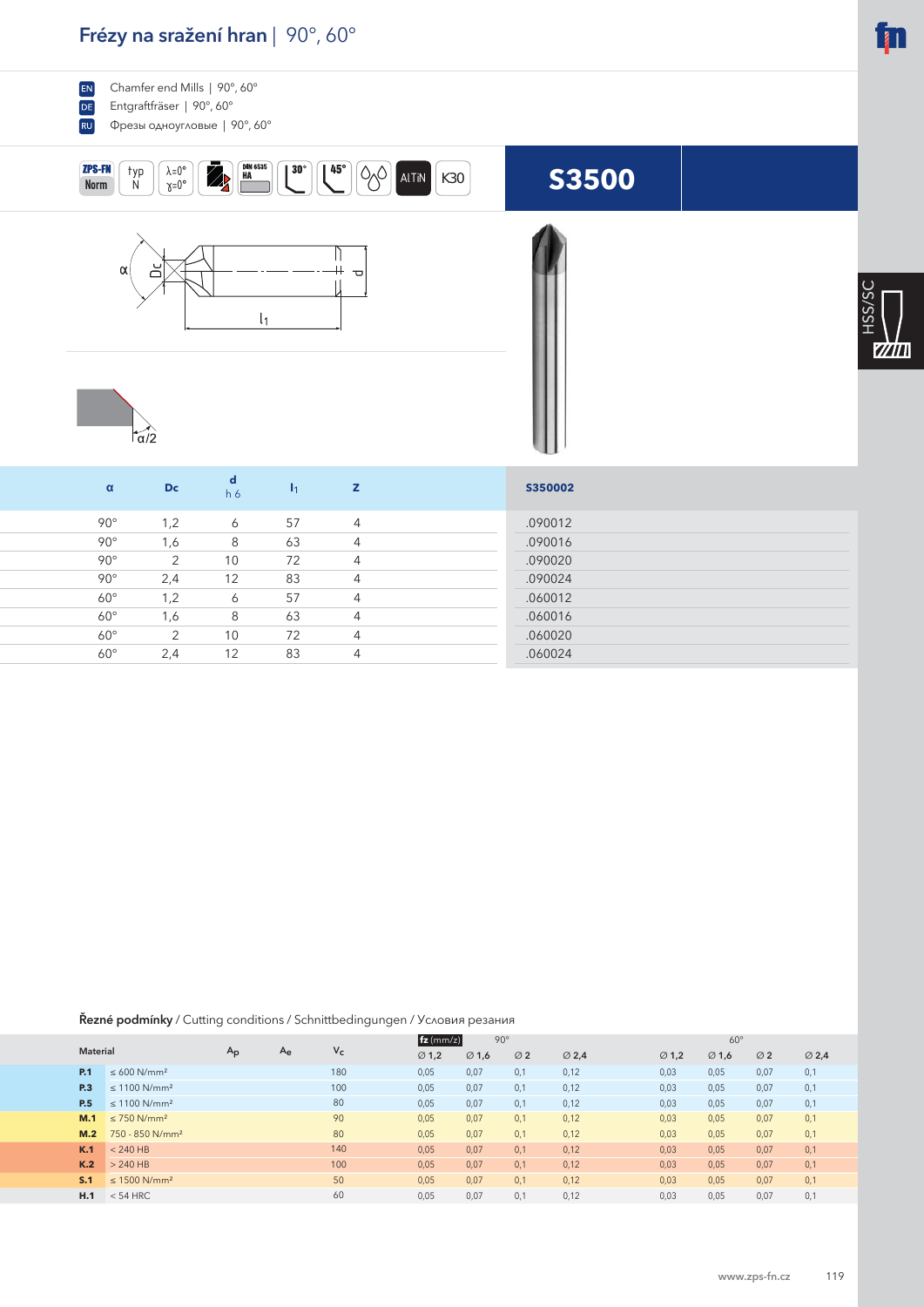# Frézy na sražení hran | 90°, 60°

EN Chamfer end Mills | 90°, 60°

DE Entgraftfräser | 90°, 60°

RU Фрезы одноугловые | 90°, 60°

ZPS-FN Norm | typ N | λ=0° γ=0° | DIN 6535 HA | 30° | 45° | AlTiN | K30

## S3500

| α | Dc | d h6 | l1 | z | S350002 |
|---|---|---|---|---|---|
| 90° | 1,2 | 6 | 57 | 4 | .090012 |
| 90° | 1,6 | 8 | 63 | 4 | .090016 |
| 90° | 2 | 10 | 72 | 4 | .090020 |
| 90° | 2,4 | 12 | 83 | 4 | .090024 |
| 60° | 1,2 | 6 | 57 | 4 | .060012 |
| 60° | 1,6 | 8 | 63 | 4 | .060016 |
| 60° | 2 | 10 | 72 | 4 | .060020 |
| 60° | 2,4 | 12 | 83 | 4 | .060024 |

**Řezné podmínky** / Cutting conditions / Schnittbedingungen / Условия резания

| Material | | $A_p$ | $A_e$ | $V_c$ | fz (mm/z) 90° | | | | 60° | | | |
|---|---|---|---|---|---|---|---|---|---|---|---|---|
| | | | | | Ø 1,2 | Ø 1,6 | Ø 2 | Ø 2,4 | Ø 1,2 | Ø 1,6 | Ø 2 | Ø 2,4 |
| **P.1** | ≤ 600 N/mm² | | | 180 | 0,05 | 0,07 | 0,1 | 0,12 | 0,03 | 0,05 | 0,07 | 0,1 |
| **P.3** | ≤ 1100 N/mm² | | | 100 | 0,05 | 0,07 | 0,1 | 0,12 | 0,03 | 0,05 | 0,07 | 0,1 |
| **P.5** | ≤ 1100 N/mm² | | | 80 | 0,05 | 0,07 | 0,1 | 0,12 | 0,03 | 0,05 | 0,07 | 0,1 |
| **M.1** | ≤ 750 N/mm² | | | 90 | 0,05 | 0,07 | 0,1 | 0,12 | 0,03 | 0,05 | 0,07 | 0,1 |
| **M.2** | 750 - 850 N/mm² | | | 80 | 0,05 | 0,07 | 0,1 | 0,12 | 0,03 | 0,05 | 0,07 | 0,1 |
| **K.1** | < 240 HB | | | 140 | 0,05 | 0,07 | 0,1 | 0,12 | 0,03 | 0,05 | 0,07 | 0,1 |
| **K.2** | > 240 HB | | | 100 | 0,05 | 0,07 | 0,1 | 0,12 | 0,03 | 0,05 | 0,07 | 0,1 |
| **S.1** | ≤ 1500 N/mm² | | | 50 | 0,05 | 0,07 | 0,1 | 0,12 | 0,03 | 0,05 | 0,07 | 0,1 |
| **H.1** | < 54 HRC | | | 60 | 0,05 | 0,07 | 0,1 | 0,12 | 0,03 | 0,05 | 0,07 | 0,1 |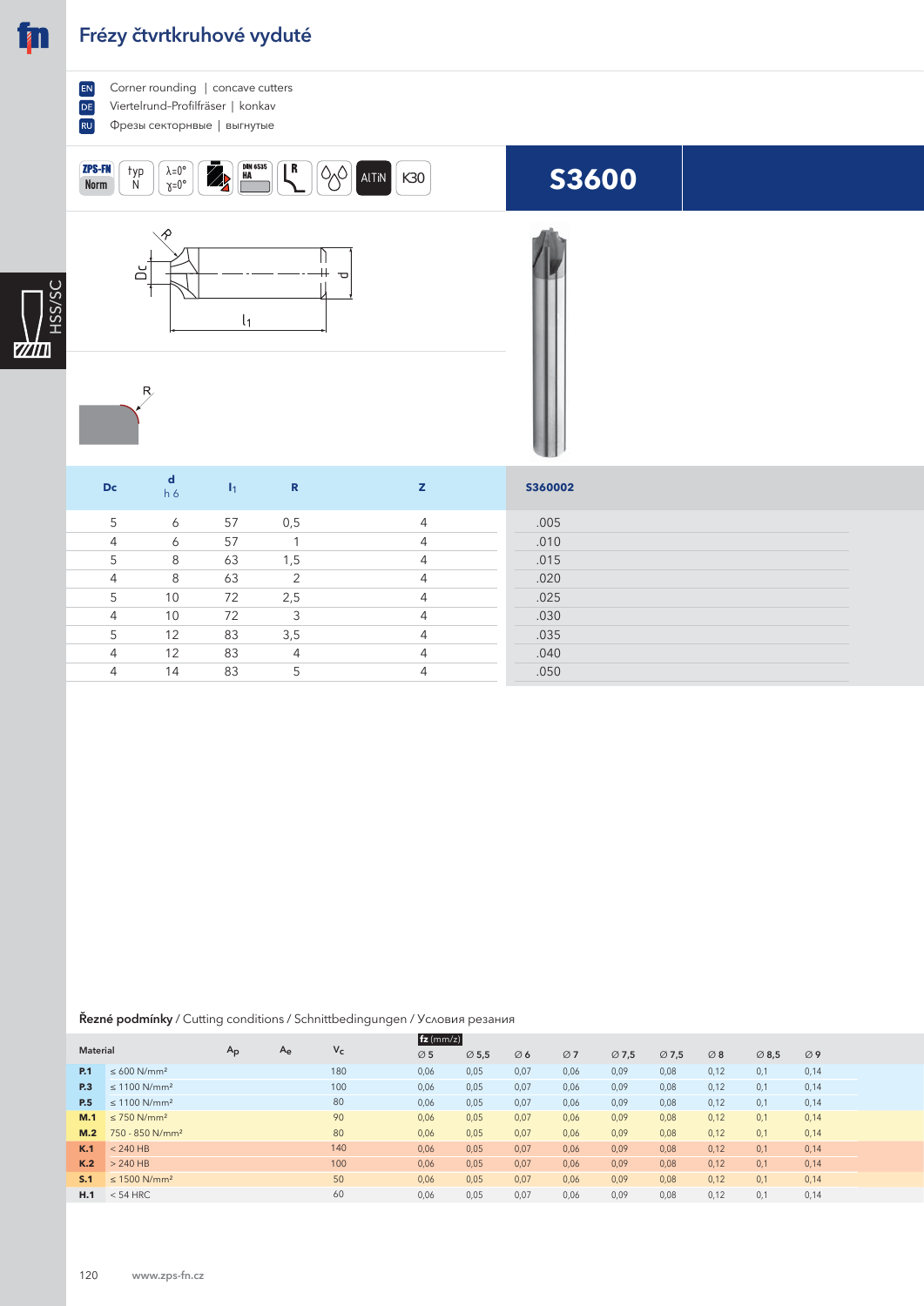# Frézy čtvrtkruhové vyduté

EN Corner rounding | concave cutters
DE Viertelrund-Profilfräser | konkav
RU Фрезы секторные | выгнутые

ZPS-FN Norm | typ N | λ=0° γ=0° | DIN 6535 HA | AlTiN | K30

## S3600

| Dc | d h 6 | $l_1$ | R | z | S360002 |
|---|---|---|---|---|---|
| 5 | 6 | 57 | 0,5 | 4 | .005 |
| 4 | 6 | 57 | 1 | 4 | .010 |
| 5 | 8 | 63 | 1,5 | 4 | .015 |
| 4 | 8 | 63 | 2 | 4 | .020 |
| 5 | 10 | 72 | 2,5 | 4 | .025 |
| 4 | 10 | 72 | 3 | 4 | .030 |
| 5 | 12 | 83 | 3,5 | 4 | .035 |
| 4 | 12 | 83 | 4 | 4 | .040 |
| 4 | 14 | 83 | 5 | 4 | .050 |

**Řezné podmínky** / Cutting conditions / Schnittbedingungen / Условия резания

| Material | | $A_p$ | $A_e$ | $V_c$ | fz (mm/z) Ø 5 | Ø 5,5 | Ø 6 | Ø 7 | Ø 7,5 | Ø 7,5 | Ø 8 | Ø 8,5 | Ø 9 |
|---|---|---|---|---|---|---|---|---|---|---|---|---|---|
| P.1 | ≤ 600 N/mm² | | | 180 | 0,06 | 0,05 | 0,07 | 0,06 | 0,09 | 0,08 | 0,12 | 0,1 | 0,14 |
| P.3 | ≤ 1100 N/mm² | | | 100 | 0,06 | 0,05 | 0,07 | 0,06 | 0,09 | 0,08 | 0,12 | 0,1 | 0,14 |
| P.5 | ≤ 1100 N/mm² | | | 80 | 0,06 | 0,05 | 0,07 | 0,06 | 0,09 | 0,08 | 0,12 | 0,1 | 0,14 |
| M.1 | ≤ 750 N/mm² | | | 90 | 0,06 | 0,05 | 0,07 | 0,06 | 0,09 | 0,08 | 0,12 | 0,1 | 0,14 |
| M.2 | 750 - 850 N/mm² | | | 80 | 0,06 | 0,05 | 0,07 | 0,06 | 0,09 | 0,08 | 0,12 | 0,1 | 0,14 |
| K.1 | < 240 HB | | | 140 | 0,06 | 0,05 | 0,07 | 0,06 | 0,09 | 0,08 | 0,12 | 0,1 | 0,14 |
| K.2 | > 240 HB | | | 100 | 0,06 | 0,05 | 0,07 | 0,06 | 0,09 | 0,08 | 0,12 | 0,1 | 0,14 |
| S.1 | ≤ 1500 N/mm² | | | 50 | 0,06 | 0,05 | 0,07 | 0,06 | 0,09 | 0,08 | 0,12 | 0,1 | 0,14 |
| H.1 | < 54 HRC | | | 60 | 0,06 | 0,05 | 0,07 | 0,06 | 0,09 | 0,08 | 0,12 | 0,1 | 0,14 |

www.zps-fn.cz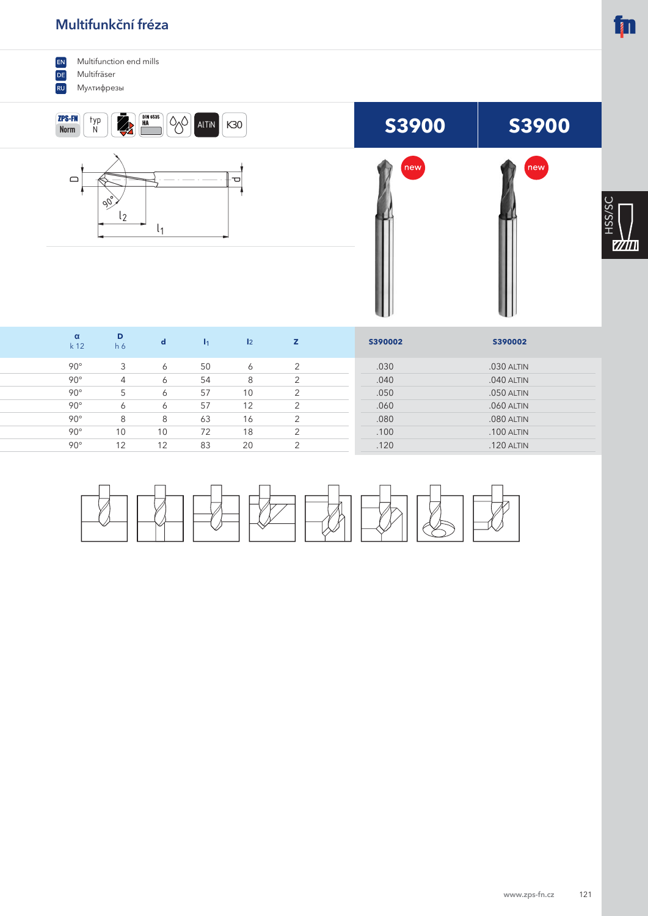# Multifunkční fréza

EN Multifunction end mills

DE Multifräser

RU Мултифрезы

ZPS-FN Norm | typ N | DIN 6535 HA | AlTiN | K30

| α k 12 | D h 6 | d | $l_1$ | $l_2$ | z | S3900 S390002 | S3900 S390002 |
|---|---|---|---|---|---|---|---|
| 90° | 3 | 6 | 50 | 6 | 2 | .030 | .030 ALTIN |
| 90° | 4 | 6 | 54 | 8 | 2 | .040 | .040 ALTIN |
| 90° | 5 | 6 | 57 | 10 | 2 | .050 | .050 ALTIN |
| 90° | 6 | 6 | 57 | 12 | 2 | .060 | .060 ALTIN |
| 90° | 8 | 8 | 63 | 16 | 2 | .080 | .080 ALTIN |
| 90° | 10 | 10 | 72 | 18 | 2 | .100 | .100 ALTIN |
| 90° | 12 | 12 | 83 | 20 | 2 | .120 | .120 ALTIN |